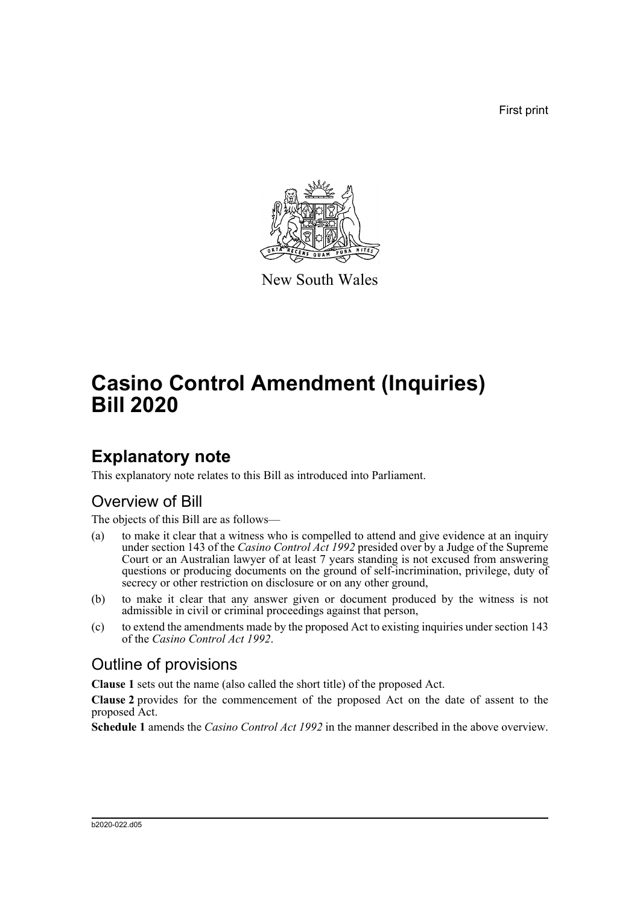First print

New South Wales

# Casino Control Amendment (Inquiries) Bill 2020

## Explanatory note

This explanatory note relates to this Bill as introduced into Parliament.

### Overview of Bill

The objects of this Bill are as follows—

(a) to make it clear that a witness who is compelled to attend and give evidence at an inquiry under section 143 of the *Casino Control Act 1992* presided over by a Judge of the Supreme Court or an Australian lawyer of at least 7 years standing is not excused from answering questions or producing documents on the ground of self-incrimination, privilege, duty of secrecy or other restriction on disclosure or on any other ground,

(b) to make it clear that any answer given or document produced by the witness is not admissible in civil or criminal proceedings against that person,

(c) to extend the amendments made by the proposed Act to existing inquiries under section 143 of the *Casino Control Act 1992*.

### Outline of provisions

**Clause 1** sets out the name (also called the short title) of the proposed Act.

**Clause 2** provides for the commencement of the proposed Act on the date of assent to the proposed Act.

**Schedule 1** amends the *Casino Control Act 1992* in the manner described in the above overview.

b2020-022.d05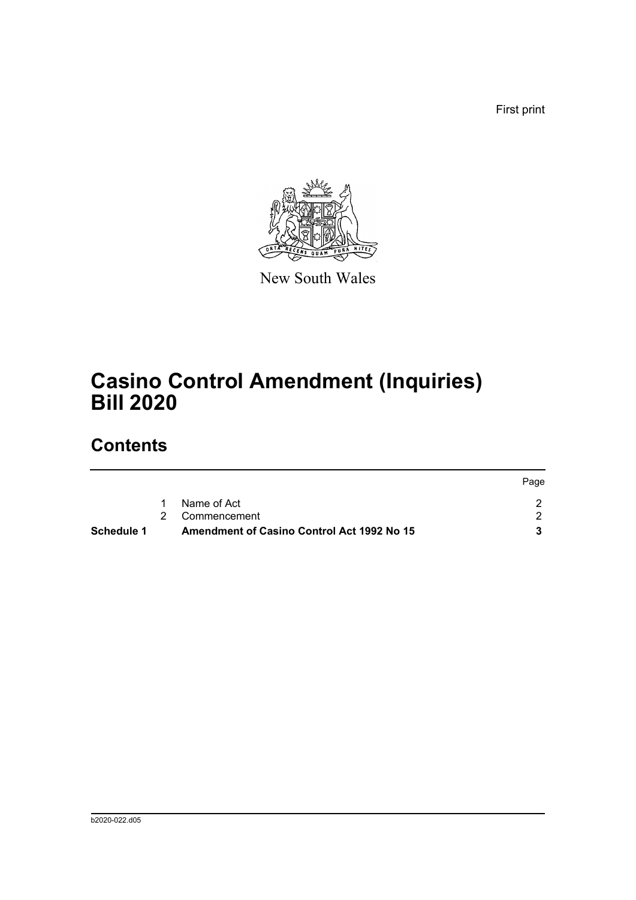First print

New South Wales

# Casino Control Amendment (Inquiries) Bill 2020

## Contents

| | | | Page |
|---|---|---|---|
| | 1 | Name of Act | 2 |
| | 2 | Commencement | 2 |
| **Schedule 1** | | **Amendment of Casino Control Act 1992 No 15** | **3** |

b2020-022.d05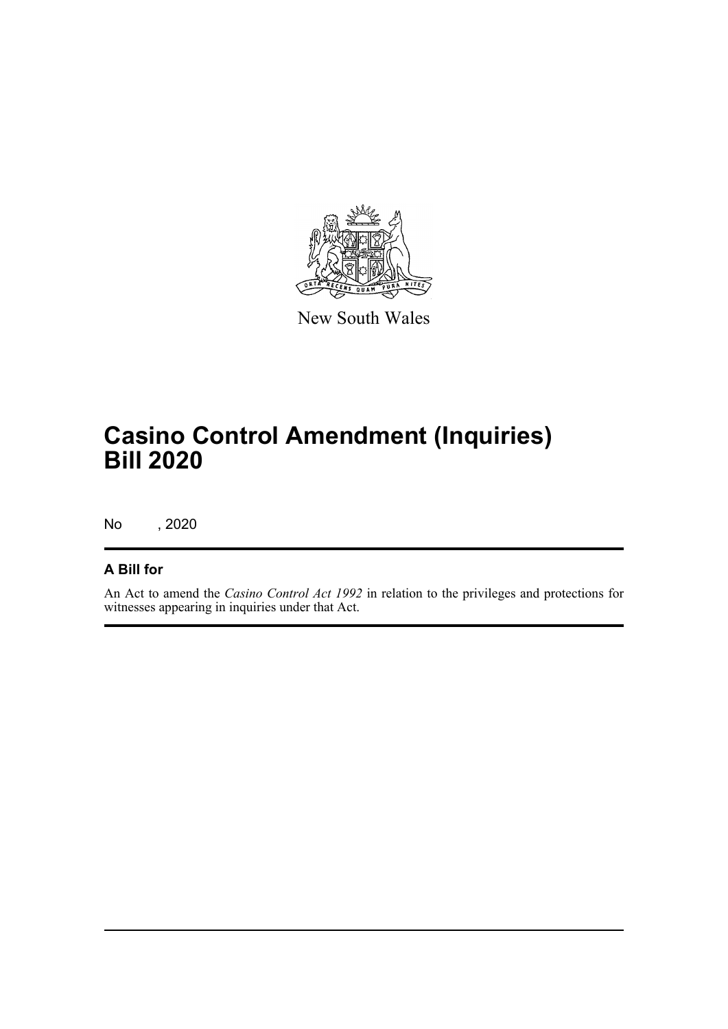New South Wales

# Casino Control Amendment (Inquiries) Bill 2020

No , 2020

## A Bill for

An Act to amend the *Casino Control Act 1992* in relation to the privileges and protections for witnesses appearing in inquiries under that Act.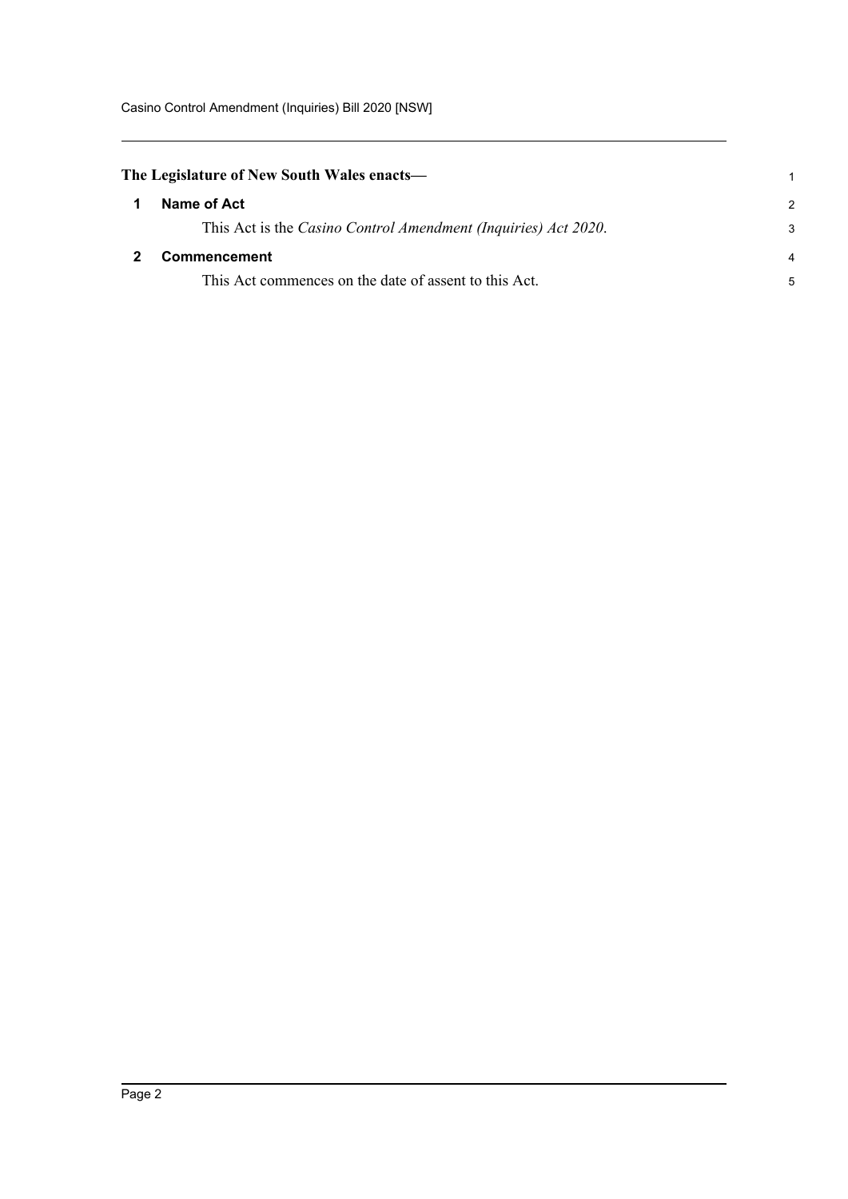**The Legislature of New South Wales enacts—**

### 1 Name of Act

This Act is the *Casino Control Amendment (Inquiries) Act 2020*.

### 2 Commencement

This Act commences on the date of assent to this Act.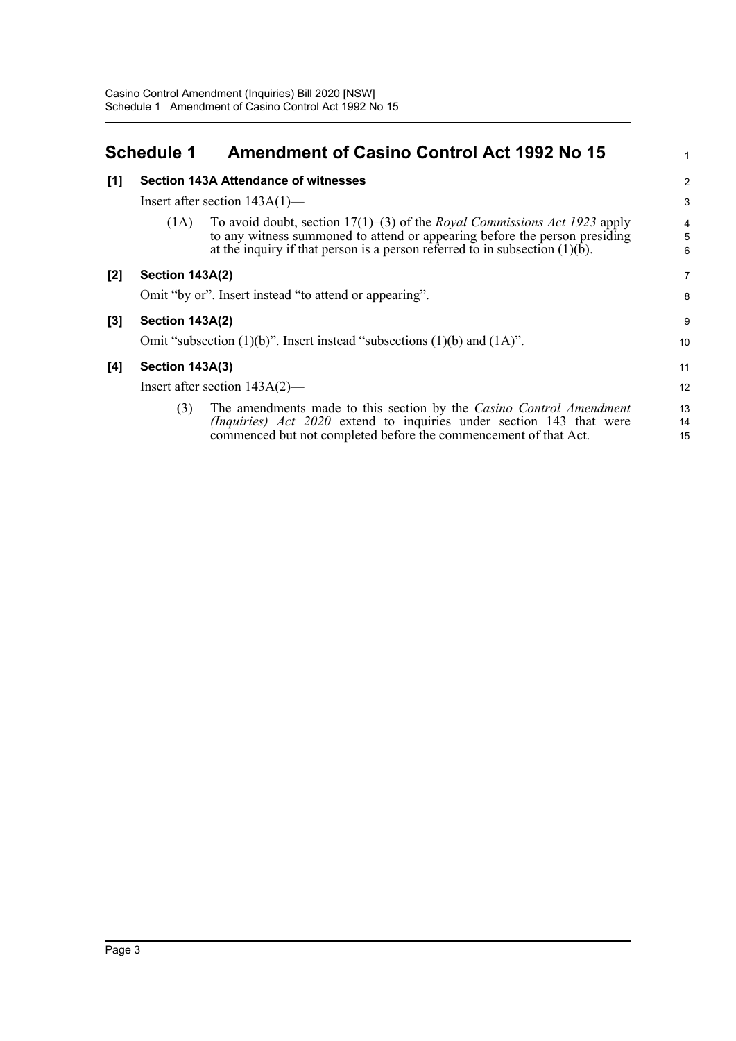## Schedule 1 Amendment of Casino Control Act 1992 No 15

**[1] Section 143A Attendance of witnesses**

Insert after section 143A(1)—

(1A) To avoid doubt, section 17(1)–(3) of the *Royal Commissions Act 1923* apply to any witness summoned to attend or appearing before the person presiding at the inquiry if that person is a person referred to in subsection (1)(b).

**[2] Section 143A(2)**

Omit "by or". Insert instead "to attend or appearing".

**[3] Section 143A(2)**

Omit "subsection (1)(b)". Insert instead "subsections (1)(b) and (1A)".

**[4] Section 143A(3)**

Insert after section 143A(2)—

(3) The amendments made to this section by the *Casino Control Amendment (Inquiries) Act 2020* extend to inquiries under section 143 that were commenced but not completed before the commencement of that Act.